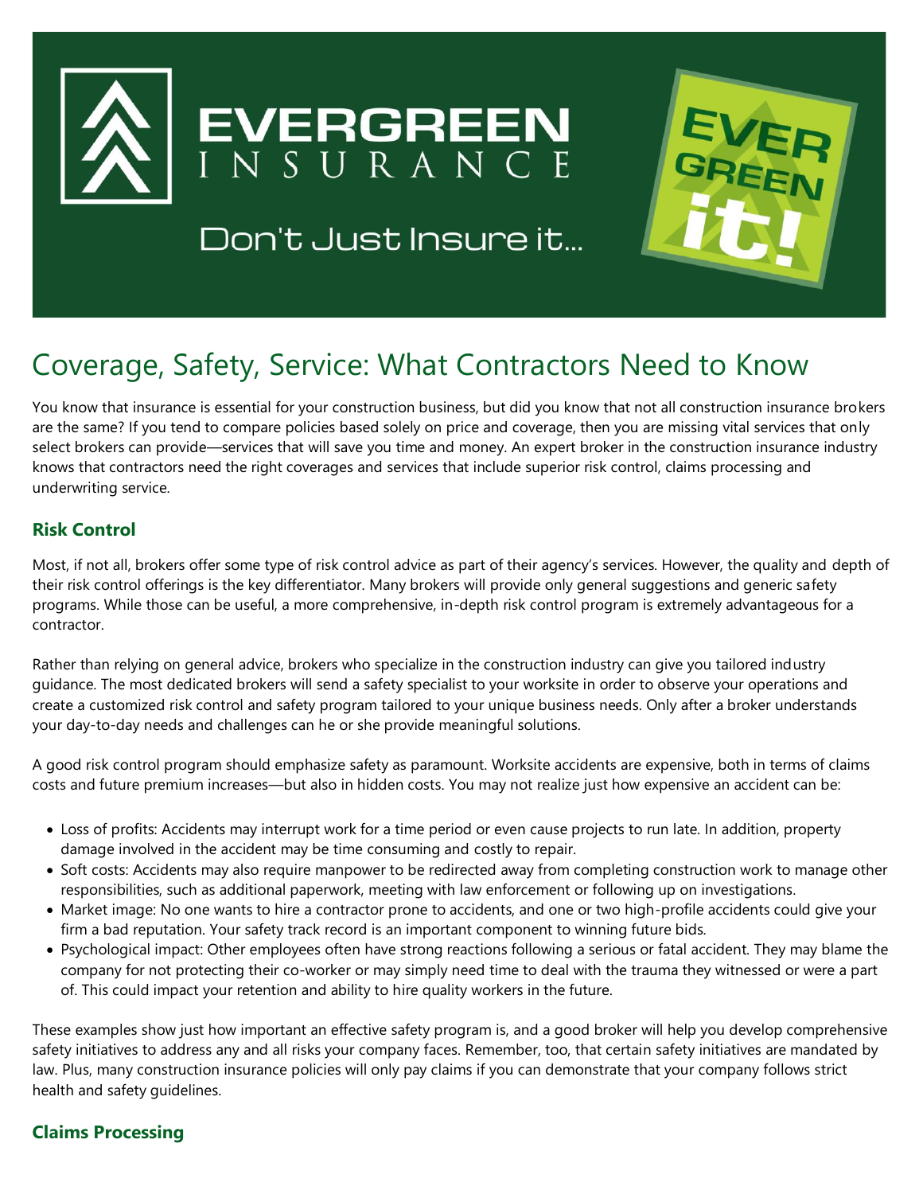EVERGREEN INSURANCE

Don't Just Insure it...

EVER GREEN it!

# Coverage, Safety, Service: What Contractors Need to Know

You know that insurance is essential for your construction business, but did you know that not all construction insurance brokers are the same? If you tend to compare policies based solely on price and coverage, then you are missing vital services that only select brokers can provide—services that will save you time and money. An expert broker in the construction insurance industry knows that contractors need the right coverages and services that include superior risk control, claims processing and underwriting service.

## Risk Control

Most, if not all, brokers offer some type of risk control advice as part of their agency's services. However, the quality and depth of their risk control offerings is the key differentiator. Many brokers will provide only general suggestions and generic safety programs. While those can be useful, a more comprehensive, in-depth risk control program is extremely advantageous for a contractor.

Rather than relying on general advice, brokers who specialize in the construction industry can give you tailored industry guidance. The most dedicated brokers will send a safety specialist to your worksite in order to observe your operations and create a customized risk control and safety program tailored to your unique business needs. Only after a broker understands your day-to-day needs and challenges can he or she provide meaningful solutions.

A good risk control program should emphasize safety as paramount. Worksite accidents are expensive, both in terms of claims costs and future premium increases—but also in hidden costs. You may not realize just how expensive an accident can be:

- Loss of profits: Accidents may interrupt work for a time period or even cause projects to run late. In addition, property damage involved in the accident may be time consuming and costly to repair.
- Soft costs: Accidents may also require manpower to be redirected away from completing construction work to manage other responsibilities, such as additional paperwork, meeting with law enforcement or following up on investigations.
- Market image: No one wants to hire a contractor prone to accidents, and one or two high-profile accidents could give your firm a bad reputation. Your safety track record is an important component to winning future bids.
- Psychological impact: Other employees often have strong reactions following a serious or fatal accident. They may blame the company for not protecting their co-worker or may simply need time to deal with the trauma they witnessed or were a part of. This could impact your retention and ability to hire quality workers in the future.

These examples show just how important an effective safety program is, and a good broker will help you develop comprehensive safety initiatives to address any and all risks your company faces. Remember, too, that certain safety initiatives are mandated by law. Plus, many construction insurance policies will only pay claims if you can demonstrate that your company follows strict health and safety guidelines.

## Claims Processing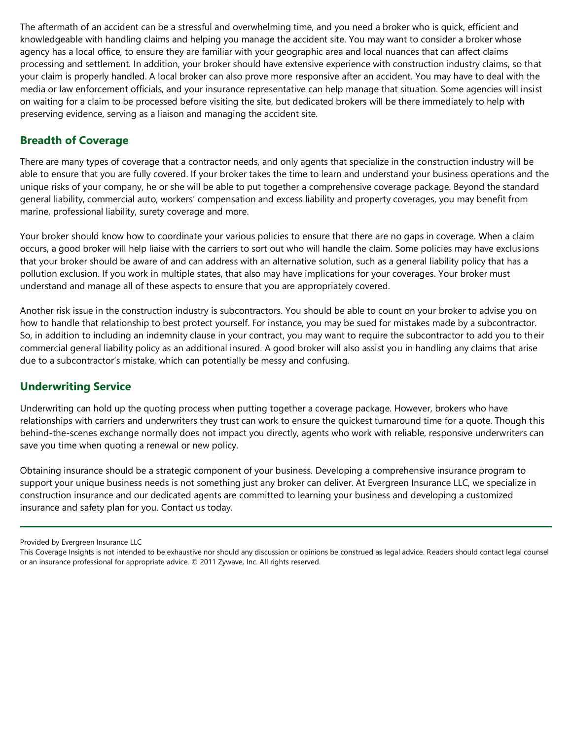The aftermath of an accident can be a stressful and overwhelming time, and you need a broker who is quick, efficient and knowledgeable with handling claims and helping you manage the accident site. You may want to consider a broker whose agency has a local office, to ensure they are familiar with your geographic area and local nuances that can affect claims processing and settlement. In addition, your broker should have extensive experience with construction industry claims, so that your claim is properly handled. A local broker can also prove more responsive after an accident. You may have to deal with the media or law enforcement officials, and your insurance representative can help manage that situation. Some agencies will insist on waiting for a claim to be processed before visiting the site, but dedicated brokers will be there immediately to help with preserving evidence, serving as a liaison and managing the accident site.

## Breadth of Coverage

There are many types of coverage that a contractor needs, and only agents that specialize in the construction industry will be able to ensure that you are fully covered. If your broker takes the time to learn and understand your business operations and the unique risks of your company, he or she will be able to put together a comprehensive coverage package. Beyond the standard general liability, commercial auto, workers' compensation and excess liability and property coverages, you may benefit from marine, professional liability, surety coverage and more.

Your broker should know how to coordinate your various policies to ensure that there are no gaps in coverage. When a claim occurs, a good broker will help liaise with the carriers to sort out who will handle the claim. Some policies may have exclusions that your broker should be aware of and can address with an alternative solution, such as a general liability policy that has a pollution exclusion. If you work in multiple states, that also may have implications for your coverages. Your broker must understand and manage all of these aspects to ensure that you are appropriately covered.

Another risk issue in the construction industry is subcontractors. You should be able to count on your broker to advise you on how to handle that relationship to best protect yourself. For instance, you may be sued for mistakes made by a subcontractor. So, in addition to including an indemnity clause in your contract, you may want to require the subcontractor to add you to their commercial general liability policy as an additional insured. A good broker will also assist you in handling any claims that arise due to a subcontractor's mistake, which can potentially be messy and confusing.

## Underwriting Service

Underwriting can hold up the quoting process when putting together a coverage package. However, brokers who have relationships with carriers and underwriters they trust can work to ensure the quickest turnaround time for a quote. Though this behind-the-scenes exchange normally does not impact you directly, agents who work with reliable, responsive underwriters can save you time when quoting a renewal or new policy.

Obtaining insurance should be a strategic component of your business. Developing a comprehensive insurance program to support your unique business needs is not something just any broker can deliver. At Evergreen Insurance LLC, we specialize in construction insurance and our dedicated agents are committed to learning your business and developing a customized insurance and safety plan for you. Contact us today.

---

Provided by Evergreen Insurance LLC

This Coverage Insights is not intended to be exhaustive nor should any discussion or opinions be construed as legal advice. Readers should contact legal counsel or an insurance professional for appropriate advice. © 2011 Zywave, Inc. All rights reserved.